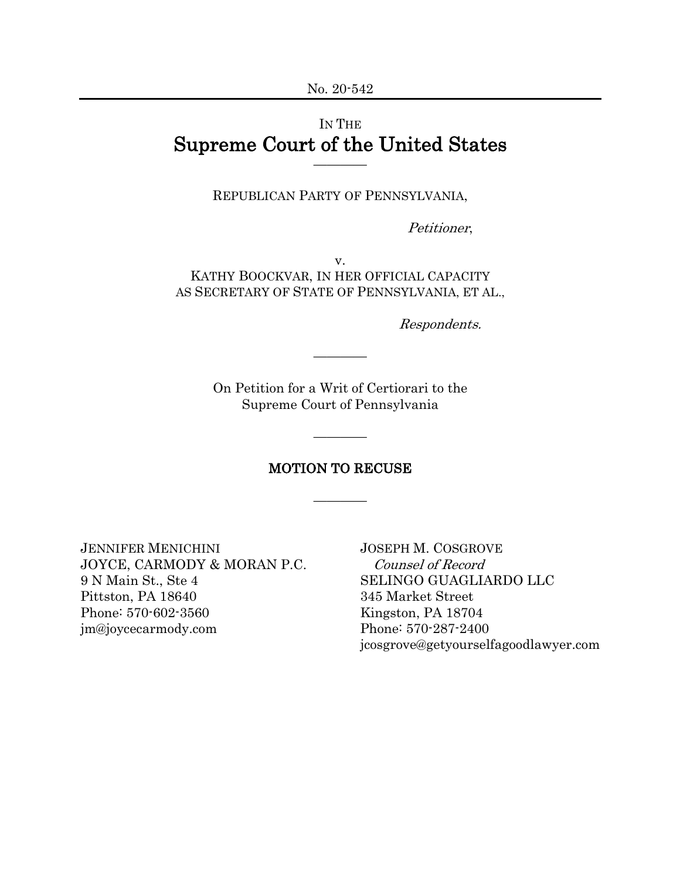No. 20-542

IN THE

# Supreme Court of the United States

---

REPUBLICAN PARTY OF PENNSYLVANIA,

*Petitioner*,

v.

KATHY BOOCKVAR, IN HER OFFICIAL CAPACITY AS SECRETARY OF STATE OF PENNSYLVANIA, ET AL.,

*Respondents.*

---

On Petition for a Writ of Certiorari to the Supreme Court of Pennsylvania

---

## MOTION TO RECUSE

---

JENNIFER MENICHINI
JOYCE, CARMODY & MORAN P.C.
9 N Main St., Ste 4
Pittston, PA 18640
Phone: 570-602-3560
jm@joycecarmody.com

JOSEPH M. COSGROVE
*Counsel of Record*
SELINGO GUAGLIARDO LLC
345 Market Street
Kingston, PA 18704
Phone: 570-287-2400
jcosgrove@getyourselfagoodlawyer.com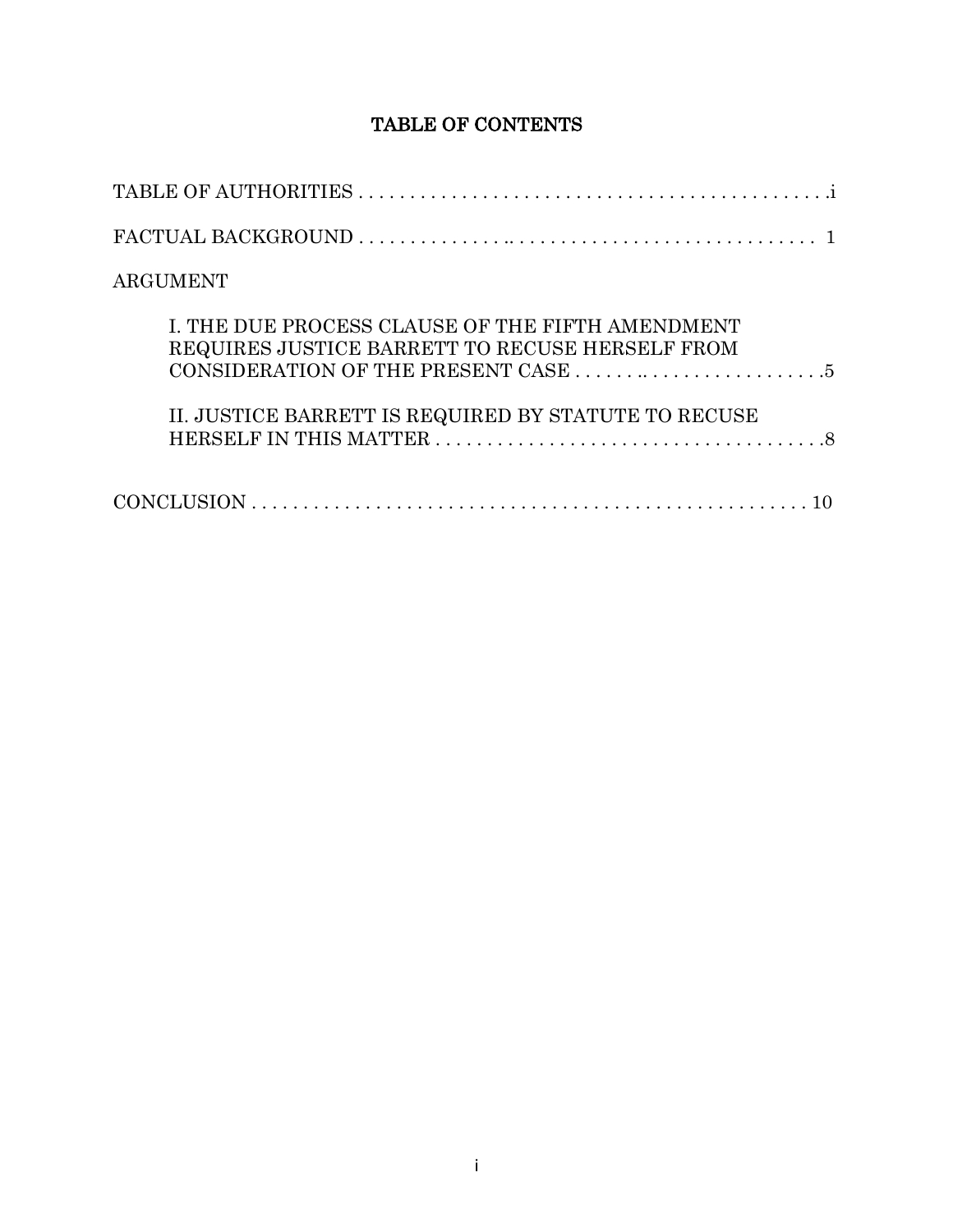# TABLE OF CONTENTS

TABLE OF AUTHORITIES . . . . . . . . . . . . . . . . . . . . . . . . . . . . . . . . . . . . . . . . . . . . . .i

FACTUAL BACKGROUND . . . . . . . . . . . . . . .. . . . . . . . . . . . . . . . . . . . . . . . . . . . . . 1

ARGUMENT

- I. THE DUE PROCESS CLAUSE OF THE FIFTH AMENDMENT REQUIRES JUSTICE BARRETT TO RECUSE HERSELF FROM CONSIDERATION OF THE PRESENT CASE . . . . . . . .. . . . . . . . . . . . . . . . . .5

- II. JUSTICE BARRETT IS REQUIRED BY STATUTE TO RECUSE HERSELF IN THIS MATTER . . . . . . . . . . . . . . . . . . . . . . . . . . . . . . . . . . . . . .8

CONCLUSION . . . . . . . . . . . . . . . . . . . . . . . . . . . . . . . . . . . . . . . . . . . . . . . . . . . . . 10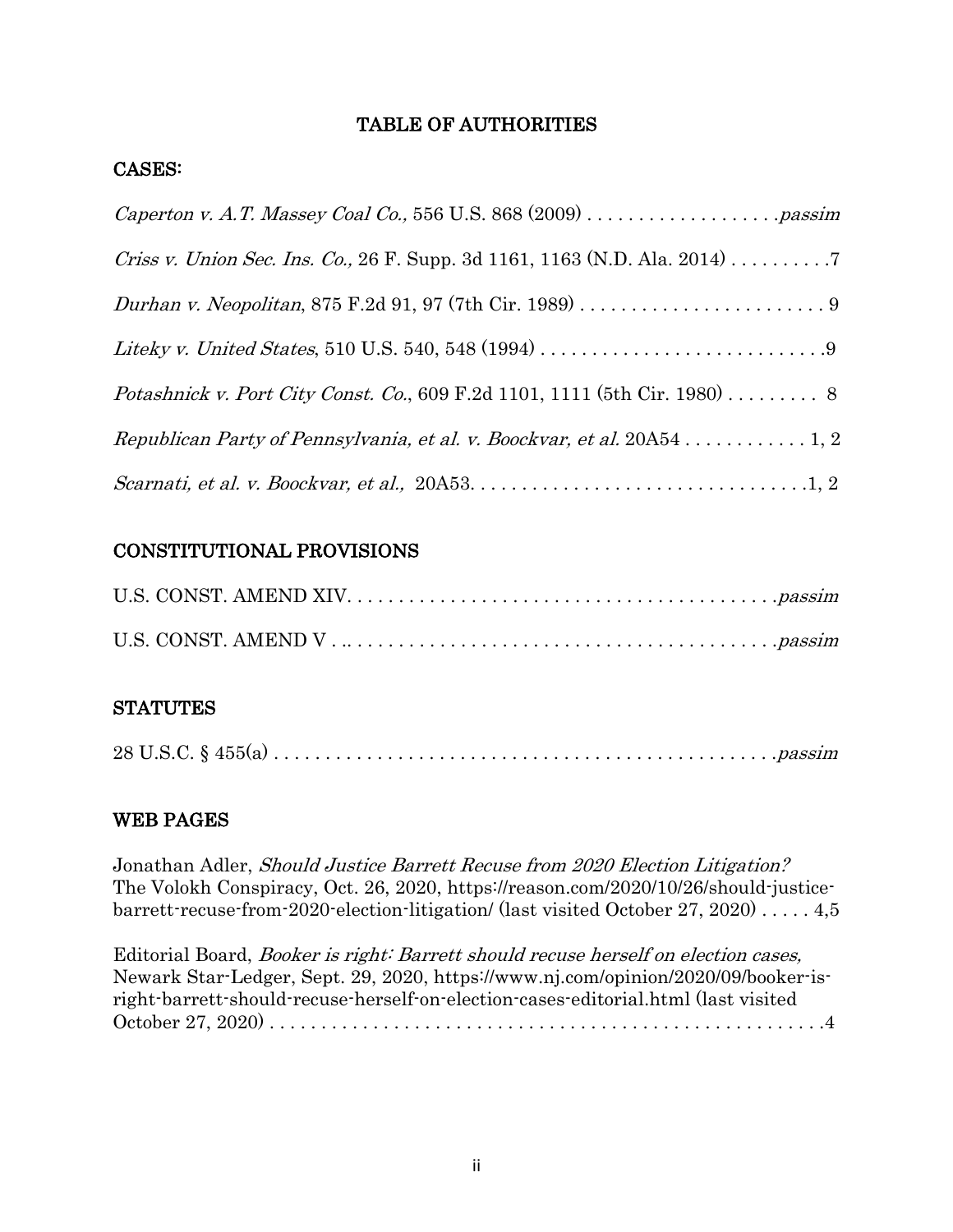## TABLE OF AUTHORITIES

### CASES:

*Caperton v. A.T. Massey Coal Co.,* 556 U.S. 868 (2009) . . . . . . . . . . . . . . . . . . . *passim*

*Criss v. Union Sec. Ins. Co.,* 26 F. Supp. 3d 1161, 1163 (N.D. Ala. 2014) . . . . . . . . . .7

*Durhan v. Neopolitan*, 875 F.2d 91, 97 (7th Cir. 1989) . . . . . . . . . . . . . . . . . . . . . . . . 9

*Liteky v. United States*, 510 U.S. 540, 548 (1994) . . . . . . . . . . . . . . . . . . . . . . . . . . . .9

*Potashnick v. Port City Const. Co.*, 609 F.2d 1101, 1111 (5th Cir. 1980) . . . . . . . . . 8

*Republican Party of Pennsylvania, et al. v. Boockvar, et al.* 20A54 . . . . . . . . . . . . 1, 2

*Scarnati, et al. v. Boockvar, et al.,* 20A53. . . . . . . . . . . . . . . . . . . . . . . . . . . . . . . . .1, 2

### CONSTITUTIONAL PROVISIONS

U.S. CONST. AMEND XIV. . . . . . . . . . . . . . . . . . . . . . . . . . . . . . . . . . . . . . . . . . .*passim*

U.S. CONST. AMEND V . .. . . . . . . . . . . . . . . . . . . . . . . . . . . . . . . . . . . . . . . . . .*passim*

### STATUTES

28 U.S.C. § 455(a) . . . . . . . . . . . . . . . . . . . . . . . . . . . . . . . . . . . . . . . . . . . . . . . . .*passim*

### WEB PAGES

Jonathan Adler, *Should Justice Barrett Recuse from 2020 Election Litigation?* The Volokh Conspiracy, Oct. 26, 2020, https://reason.com/2020/10/26/should-justice-barrett-recuse-from-2020-election-litigation/ (last visited October 27, 2020) . . . . . 4,5

Editorial Board, *Booker is right: Barrett should recuse herself on election cases,* Newark Star-Ledger, Sept. 29, 2020, https://www.nj.com/opinion/2020/09/booker-is-right-barrett-should-recuse-herself-on-election-cases-editorial.html (last visited October 27, 2020) . . . . . . . . . . . . . . . . . . . . . . . . . . . . . . . . . . . . . . . . . . . . . . . . . . . . .4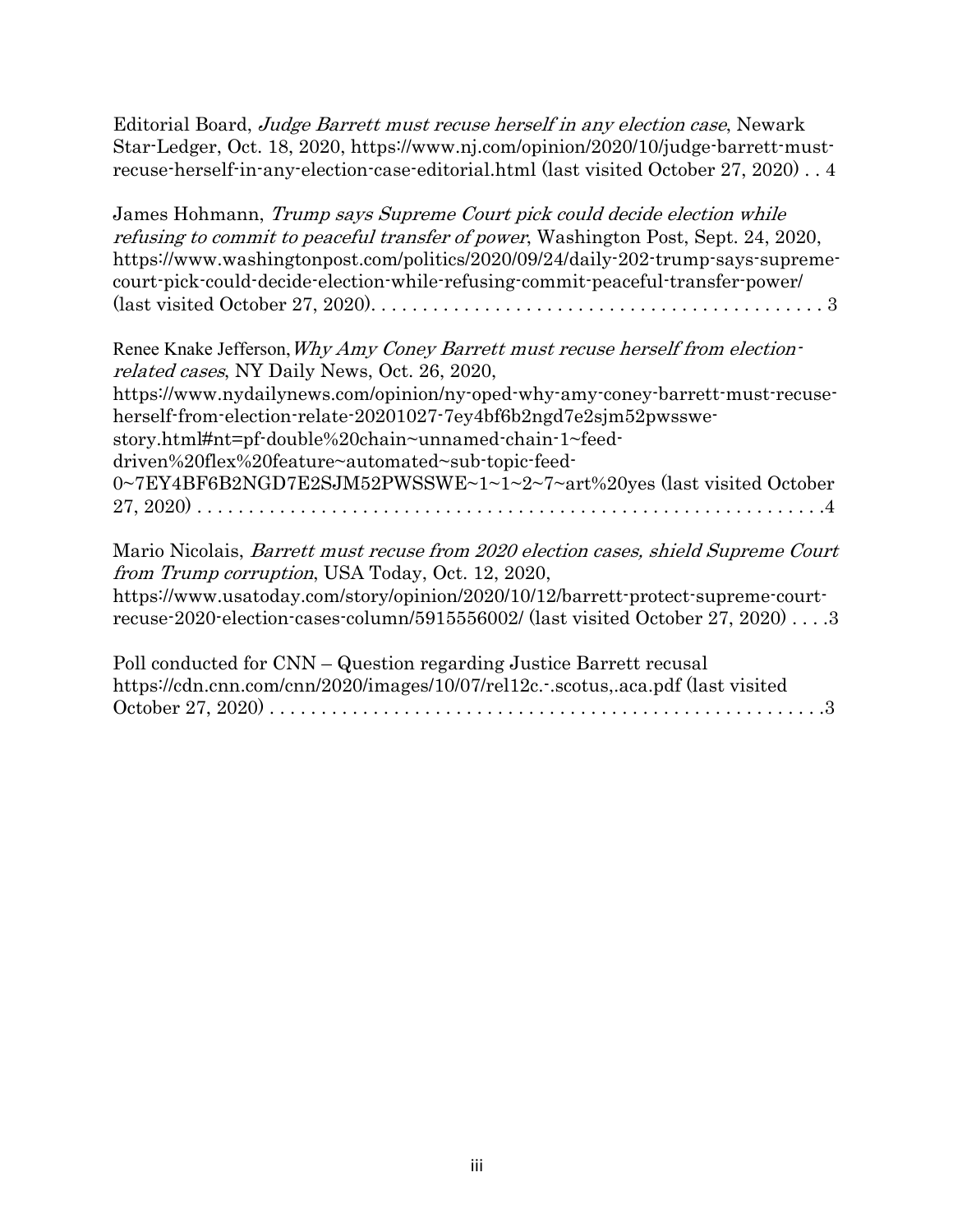Editorial Board, *Judge Barrett must recuse herself in any election case*, Newark Star-Ledger, Oct. 18, 2020, https://www.nj.com/opinion/2020/10/judge-barrett-must-recuse-herself-in-any-election-case-editorial.html (last visited October 27, 2020) . . 4

James Hohmann, *Trump says Supreme Court pick could decide election while refusing to commit to peaceful transfer of power*, Washington Post, Sept. 24, 2020, https://www.washingtonpost.com/politics/2020/09/24/daily-202-trump-says-supreme-court-pick-could-decide-election-while-refusing-commit-peaceful-transfer-power/ (last visited October 27, 2020). . . . . . . . . . . . . . . . . . . . . . . . . . . . . . . . . . . . . . . . . . . 3

Renee Knake Jefferson, *Why Amy Coney Barrett must recuse herself from election-related cases*, NY Daily News, Oct. 26, 2020, https://www.nydailynews.com/opinion/ny-oped-why-amy-coney-barrett-must-recuse-herself-from-election-relate-20201027-7ey4bf6b2ngd7e2sjm52pwsswe-story.html#nt=pf-double%20chain~unnamed-chain-1~feed-driven%20flex%20feature~automated~sub-topic-feed-0~7EY4BF6B2NGD7E2SJM52PWSSWE~1~1~2~7~art%20yes (last visited October 27, 2020) . . . . . . . . . . . . . . . . . . . . . . . . . . . . . . . . . . . . . . . . . . . . . . . . . . . . . .4

Mario Nicolais, *Barrett must recuse from 2020 election cases, shield Supreme Court from Trump corruption*, USA Today, Oct. 12, 2020, https://www.usatoday.com/story/opinion/2020/10/12/barrett-protect-supreme-court-recuse-2020-election-cases-column/5915556002/ (last visited October 27, 2020) . . . .3

Poll conducted for CNN – Question regarding Justice Barrett recusal https://cdn.cnn.com/cnn/2020/images/10/07/rel12c.-.scotus,.aca.pdf (last visited October 27, 2020) . . . . . . . . . . . . . . . . . . . . . . . . . . . . . . . . . . . . . . . . . . . . . . . . . . . .3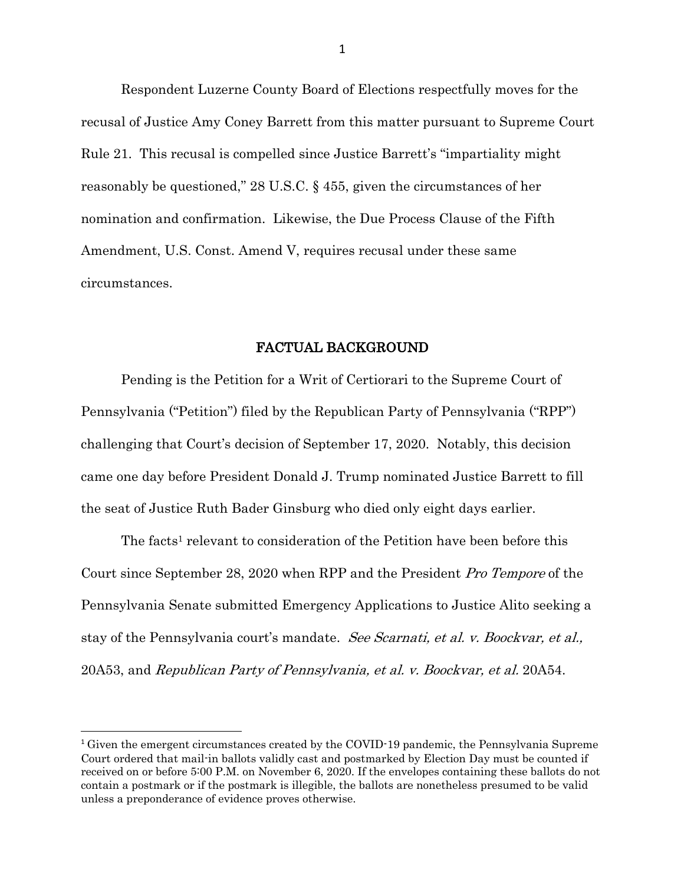Respondent Luzerne County Board of Elections respectfully moves for the recusal of Justice Amy Coney Barrett from this matter pursuant to Supreme Court Rule 21. This recusal is compelled since Justice Barrett's "impartiality might reasonably be questioned," 28 U.S.C. § 455, given the circumstances of her nomination and confirmation. Likewise, the Due Process Clause of the Fifth Amendment, U.S. Const. Amend V, requires recusal under these same circumstances.

## FACTUAL BACKGROUND

Pending is the Petition for a Writ of Certiorari to the Supreme Court of Pennsylvania ("Petition") filed by the Republican Party of Pennsylvania ("RPP") challenging that Court's decision of September 17, 2020. Notably, this decision came one day before President Donald J. Trump nominated Justice Barrett to fill the seat of Justice Ruth Bader Ginsburg who died only eight days earlier.

The facts[1] relevant to consideration of the Petition have been before this Court since September 28, 2020 when RPP and the President *Pro Tempore* of the Pennsylvania Senate submitted Emergency Applications to Justice Alito seeking a stay of the Pennsylvania court's mandate. *See Scarnati, et al. v. Boockvar, et al.,* 20A53, and *Republican Party of Pennsylvania, et al. v. Boockvar, et al.* 20A54.

---

[1] Given the emergent circumstances created by the COVID-19 pandemic, the Pennsylvania Supreme Court ordered that mail-in ballots validly cast and postmarked by Election Day must be counted if received on or before 5:00 P.M. on November 6, 2020. If the envelopes containing these ballots do not contain a postmark or if the postmark is illegible, the ballots are nonetheless presumed to be valid unless a preponderance of evidence proves otherwise.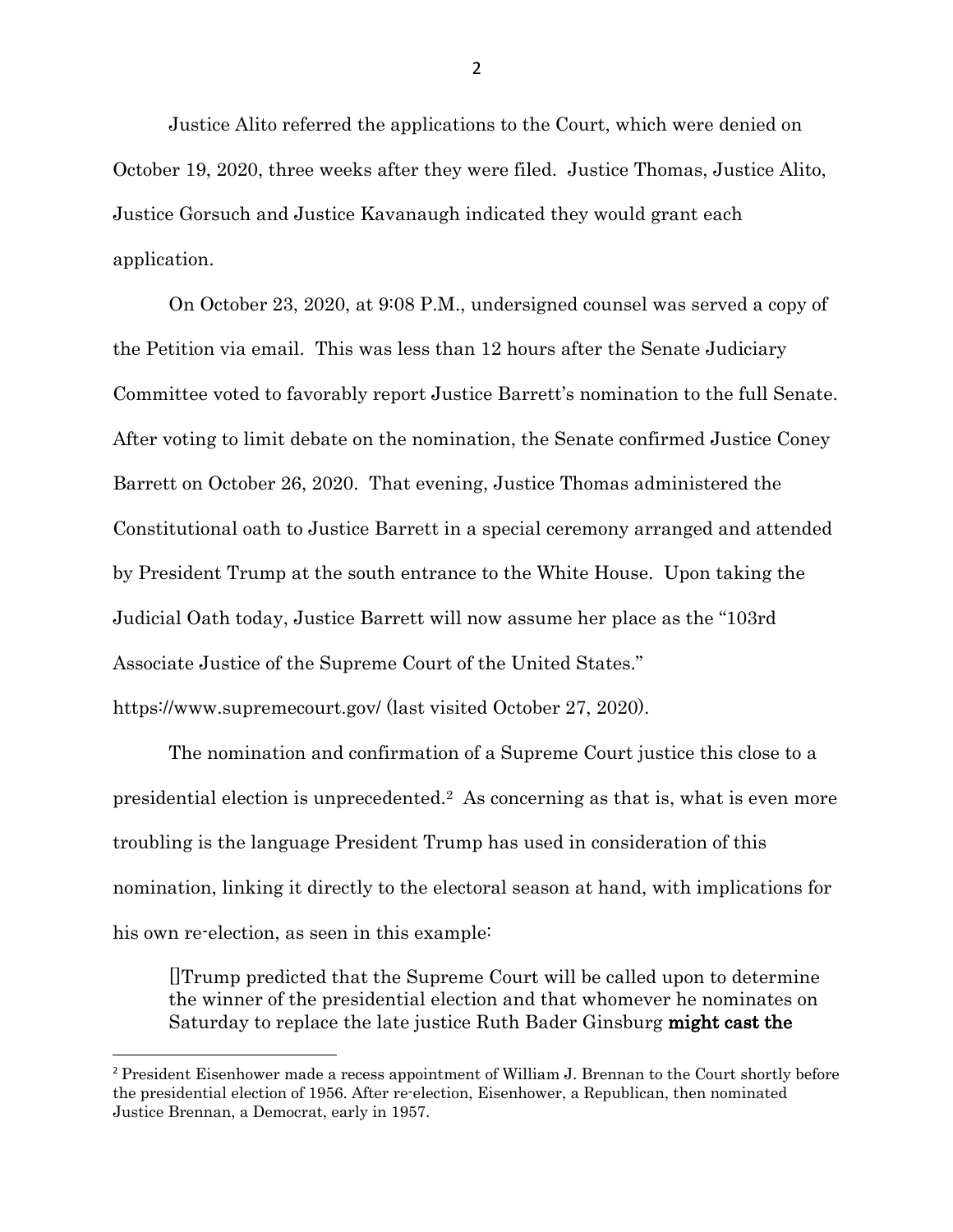Justice Alito referred the applications to the Court, which were denied on October 19, 2020, three weeks after they were filed. Justice Thomas, Justice Alito, Justice Gorsuch and Justice Kavanaugh indicated they would grant each application.

On October 23, 2020, at 9:08 P.M., undersigned counsel was served a copy of the Petition via email. This was less than 12 hours after the Senate Judiciary Committee voted to favorably report Justice Barrett's nomination to the full Senate. After voting to limit debate on the nomination, the Senate confirmed Justice Coney Barrett on October 26, 2020. That evening, Justice Thomas administered the Constitutional oath to Justice Barrett in a special ceremony arranged and attended by President Trump at the south entrance to the White House. Upon taking the Judicial Oath today, Justice Barrett will now assume her place as the "103rd Associate Justice of the Supreme Court of the United States." https://www.supremecourt.gov/ (last visited October 27, 2020).

The nomination and confirmation of a Supreme Court justice this close to a presidential election is unprecedented.[2] As concerning as that is, what is even more troubling is the language President Trump has used in consideration of this nomination, linking it directly to the electoral season at hand, with implications for his own re-election, as seen in this example:

> []Trump predicted that the Supreme Court will be called upon to determine the winner of the presidential election and that whomever he nominates on Saturday to replace the late justice Ruth Bader Ginsburg **might cast the**

[2] President Eisenhower made a recess appointment of William J. Brennan to the Court shortly before the presidential election of 1956. After re-election, Eisenhower, a Republican, then nominated Justice Brennan, a Democrat, early in 1957.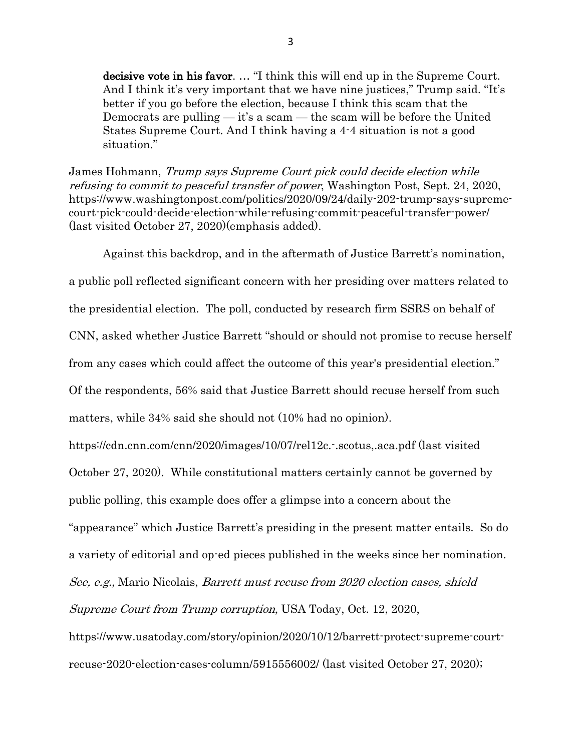> **decisive vote in his favor**. … "I think this will end up in the Supreme Court. And I think it's very important that we have nine justices," Trump said. "It's better if you go before the election, because I think this scam that the Democrats are pulling — it's a scam — the scam will be before the United States Supreme Court. And I think having a 4-4 situation is not a good situation."

James Hohmann, *Trump says Supreme Court pick could decide election while refusing to commit to peaceful transfer of power*, Washington Post, Sept. 24, 2020, https://www.washingtonpost.com/politics/2020/09/24/daily-202-trump-says-supreme-court-pick-could-decide-election-while-refusing-commit-peaceful-transfer-power/ (last visited October 27, 2020)(emphasis added).

Against this backdrop, and in the aftermath of Justice Barrett's nomination, a public poll reflected significant concern with her presiding over matters related to the presidential election. The poll, conducted by research firm SSRS on behalf of CNN, asked whether Justice Barrett "should or should not promise to recuse herself from any cases which could affect the outcome of this year's presidential election." Of the respondents, 56% said that Justice Barrett should recuse herself from such matters, while 34% said she should not (10% had no opinion). https://cdn.cnn.com/cnn/2020/images/10/07/rel12c.-.scotus,.aca.pdf (last visited October 27, 2020). While constitutional matters certainly cannot be governed by public polling, this example does offer a glimpse into a concern about the "appearance" which Justice Barrett's presiding in the present matter entails. So do a variety of editorial and op-ed pieces published in the weeks since her nomination. *See, e.g.,* Mario Nicolais, *Barrett must recuse from 2020 election cases, shield Supreme Court from Trump corruption*, USA Today, Oct. 12, 2020, https://www.usatoday.com/story/opinion/2020/10/12/barrett-protect-supreme-court-recuse-2020-election-cases-column/5915556002/ (last visited October 27, 2020);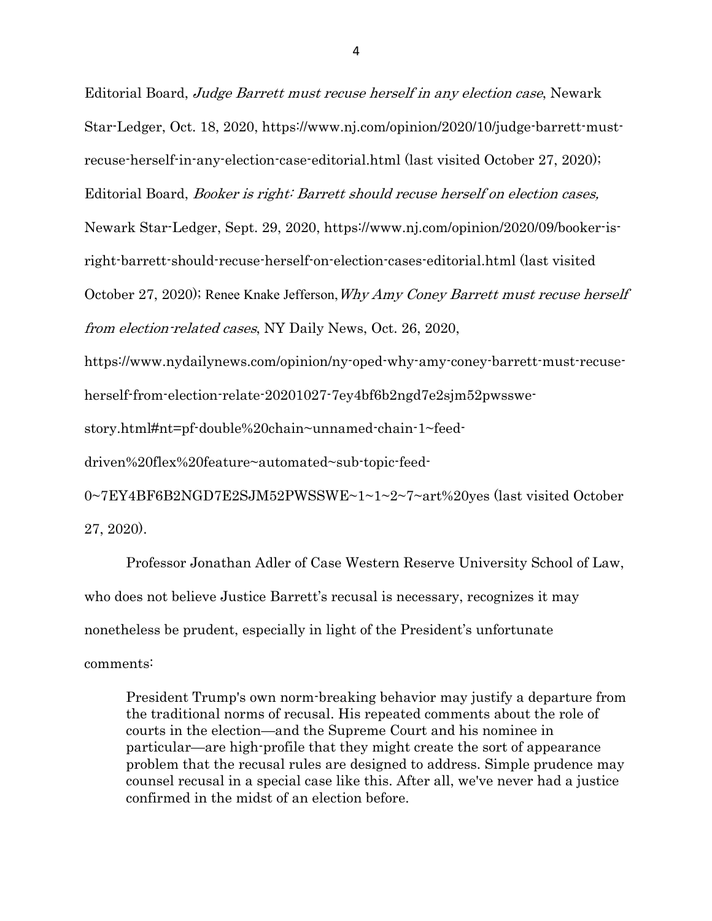Editorial Board, *Judge Barrett must recuse herself in any election case*, Newark Star-Ledger, Oct. 18, 2020, https://www.nj.com/opinion/2020/10/judge-barrett-must-recuse-herself-in-any-election-case-editorial.html (last visited October 27, 2020); Editorial Board, *Booker is right: Barrett should recuse herself on election cases,* Newark Star-Ledger, Sept. 29, 2020, https://www.nj.com/opinion/2020/09/booker-is-right-barrett-should-recuse-herself-on-election-cases-editorial.html (last visited October 27, 2020); Renee Knake Jefferson, *Why Amy Coney Barrett must recuse herself from election-related cases*, NY Daily News, Oct. 26, 2020, https://www.nydailynews.com/opinion/ny-oped-why-amy-coney-barrett-must-recuse-herself-from-election-relate-20201027-7ey4bf6b2ngd7e2sjm52pwsswe-story.html#nt=pf-double%20chain~unnamed-chain-1~feed-driven%20flex%20feature~automated~sub-topic-feed-0~7EY4BF6B2NGD7E2SJM52PWSSWE~1~1~2~7~art%20yes (last visited October 27, 2020).

Professor Jonathan Adler of Case Western Reserve University School of Law, who does not believe Justice Barrett's recusal is necessary, recognizes it may nonetheless be prudent, especially in light of the President's unfortunate comments:

> President Trump's own norm-breaking behavior may justify a departure from the traditional norms of recusal. His repeated comments about the role of courts in the election—and the Supreme Court and his nominee in particular—are high-profile that they might create the sort of appearance problem that the recusal rules are designed to address. Simple prudence may counsel recusal in a special case like this. After all, we've never had a justice confirmed in the midst of an election before.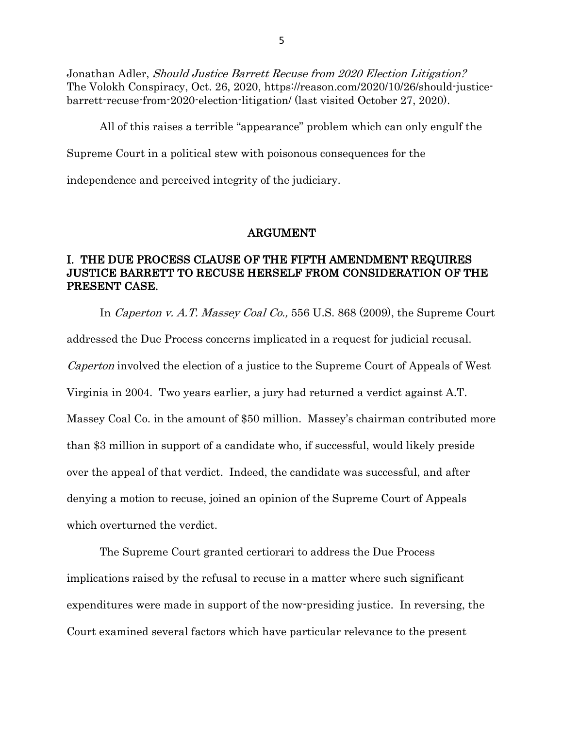Jonathan Adler, *Should Justice Barrett Recuse from 2020 Election Litigation?* The Volokh Conspiracy, Oct. 26, 2020, https://reason.com/2020/10/26/should-justice-barrett-recuse-from-2020-election-litigation/ (last visited October 27, 2020).

All of this raises a terrible "appearance" problem which can only engulf the Supreme Court in a political stew with poisonous consequences for the independence and perceived integrity of the judiciary.

## ARGUMENT

### I. THE DUE PROCESS CLAUSE OF THE FIFTH AMENDMENT REQUIRES JUSTICE BARRETT TO RECUSE HERSELF FROM CONSIDERATION OF THE PRESENT CASE.

In *Caperton v. A.T. Massey Coal Co.,* 556 U.S. 868 (2009), the Supreme Court addressed the Due Process concerns implicated in a request for judicial recusal. *Caperton* involved the election of a justice to the Supreme Court of Appeals of West Virginia in 2004. Two years earlier, a jury had returned a verdict against A.T. Massey Coal Co. in the amount of $50 million. Massey's chairman contributed more than $3 million in support of a candidate who, if successful, would likely preside over the appeal of that verdict. Indeed, the candidate was successful, and after denying a motion to recuse, joined an opinion of the Supreme Court of Appeals which overturned the verdict.

The Supreme Court granted certiorari to address the Due Process implications raised by the refusal to recuse in a matter where such significant expenditures were made in support of the now-presiding justice. In reversing, the Court examined several factors which have particular relevance to the present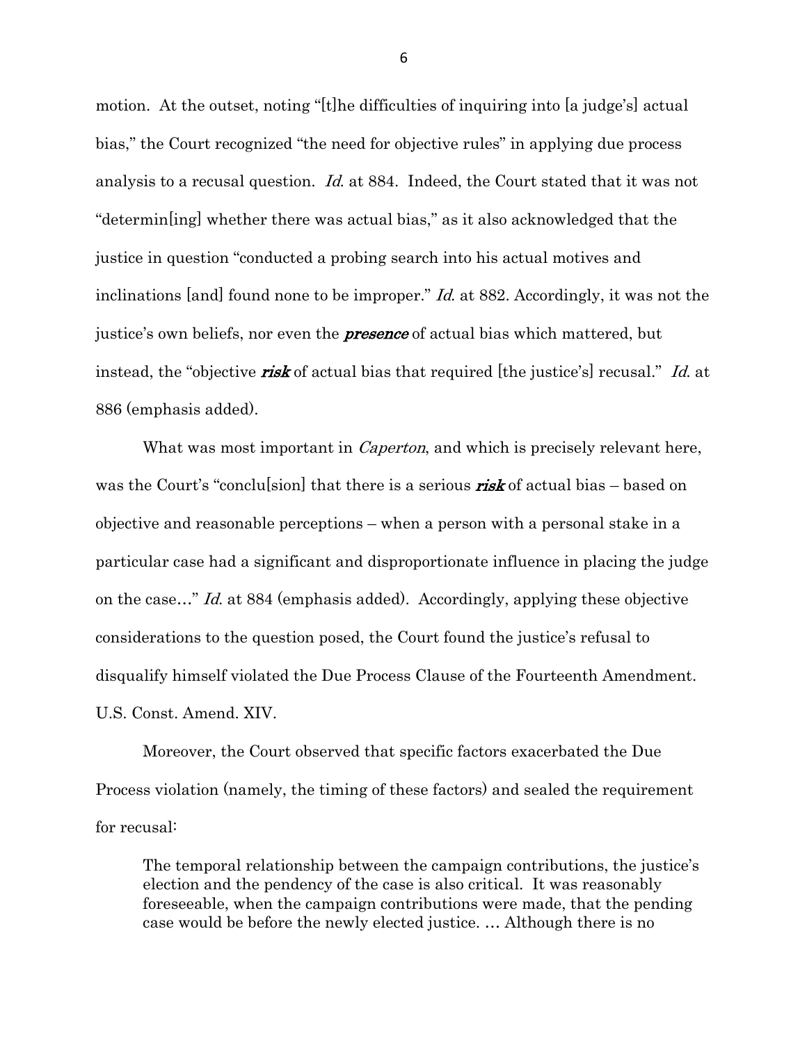motion. At the outset, noting "[t]he difficulties of inquiring into [a judge's] actual bias," the Court recognized "the need for objective rules" in applying due process analysis to a recusal question. *Id.* at 884. Indeed, the Court stated that it was not "determin[ing] whether there was actual bias," as it also acknowledged that the justice in question "conducted a probing search into his actual motives and inclinations [and] found none to be improper." *Id.* at 882. Accordingly, it was not the justice's own beliefs, nor even the ***presence*** of actual bias which mattered, but instead, the "objective ***risk*** of actual bias that required [the justice's] recusal." *Id.* at 886 (emphasis added).

What was most important in *Caperton*, and which is precisely relevant here, was the Court's "conclu[sion] that there is a serious ***risk*** of actual bias – based on objective and reasonable perceptions – when a person with a personal stake in a particular case had a significant and disproportionate influence in placing the judge on the case…" *Id.* at 884 (emphasis added). Accordingly, applying these objective considerations to the question posed, the Court found the justice's refusal to disqualify himself violated the Due Process Clause of the Fourteenth Amendment. U.S. Const. Amend. XIV.

Moreover, the Court observed that specific factors exacerbated the Due Process violation (namely, the timing of these factors) and sealed the requirement for recusal:

> The temporal relationship between the campaign contributions, the justice's election and the pendency of the case is also critical. It was reasonably foreseeable, when the campaign contributions were made, that the pending case would be before the newly elected justice. … Although there is no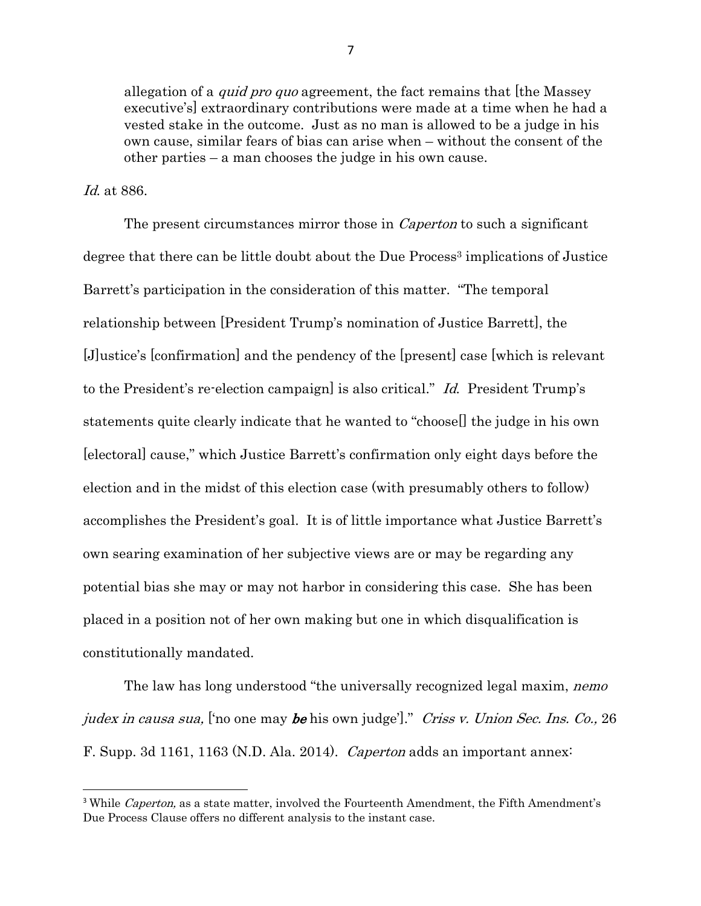> allegation of a *quid pro quo* agreement, the fact remains that [the Massey executive's] extraordinary contributions were made at a time when he had a vested stake in the outcome. Just as no man is allowed to be a judge in his own cause, similar fears of bias can arise when – without the consent of the other parties – a man chooses the judge in his own cause.

*Id.* at 886.

The present circumstances mirror those in *Caperton* to such a significant degree that there can be little doubt about the Due Process[3] implications of Justice Barrett's participation in the consideration of this matter. "The temporal relationship between [President Trump's nomination of Justice Barrett], the [J]ustice's [confirmation] and the pendency of the [present] case [which is relevant to the President's re-election campaign] is also critical." *Id.* President Trump's statements quite clearly indicate that he wanted to "choose[] the judge in his own [electoral] cause," which Justice Barrett's confirmation only eight days before the election and in the midst of this election case (with presumably others to follow) accomplishes the President's goal. It is of little importance what Justice Barrett's own searing examination of her subjective views are or may be regarding any potential bias she may or may not harbor in considering this case. She has been placed in a position not of her own making but one in which disqualification is constitutionally mandated.

The law has long understood "the universally recognized legal maxim, *nemo judex in causa sua,* ['no one may ***be*** his own judge']." *Criss v. Union Sec. Ins. Co.,* 26 F. Supp. 3d 1161, 1163 (N.D. Ala. 2014). *Caperton* adds an important annex:

---

[3] While *Caperton,* as a state matter, involved the Fourteenth Amendment, the Fifth Amendment's Due Process Clause offers no different analysis to the instant case.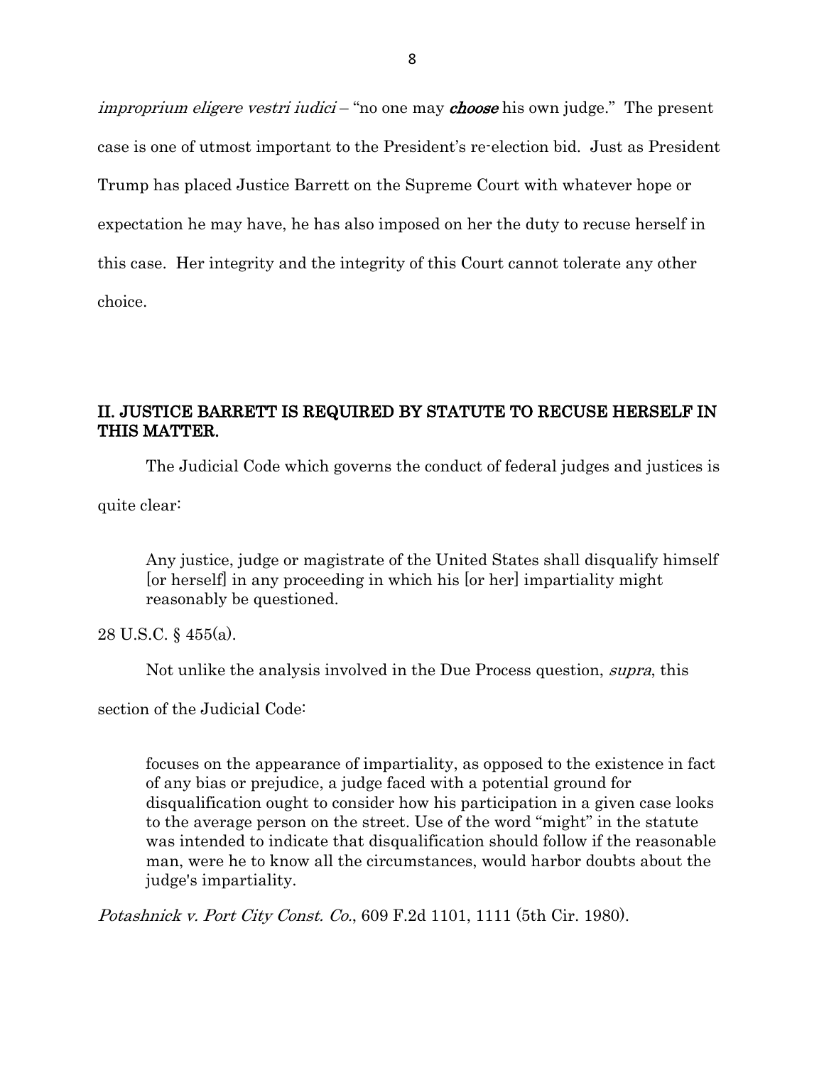*improprium eligere vestri iudici* – "no one may ***choose*** his own judge." The present case is one of utmost important to the President's re-election bid. Just as President Trump has placed Justice Barrett on the Supreme Court with whatever hope or expectation he may have, he has also imposed on her the duty to recuse herself in this case. Her integrity and the integrity of this Court cannot tolerate any other choice.

## II. JUSTICE BARRETT IS REQUIRED BY STATUTE TO RECUSE HERSELF IN THIS MATTER.

The Judicial Code which governs the conduct of federal judges and justices is quite clear:

> Any justice, judge or magistrate of the United States shall disqualify himself [or herself] in any proceeding in which his [or her] impartiality might reasonably be questioned.

28 U.S.C. § 455(a).

Not unlike the analysis involved in the Due Process question, *supra*, this section of the Judicial Code:

> focuses on the appearance of impartiality, as opposed to the existence in fact of any bias or prejudice, a judge faced with a potential ground for disqualification ought to consider how his participation in a given case looks to the average person on the street. Use of the word "might" in the statute was intended to indicate that disqualification should follow if the reasonable man, were he to know all the circumstances, would harbor doubts about the judge's impartiality.

*Potashnick v. Port City Const. Co.*, 609 F.2d 1101, 1111 (5th Cir. 1980).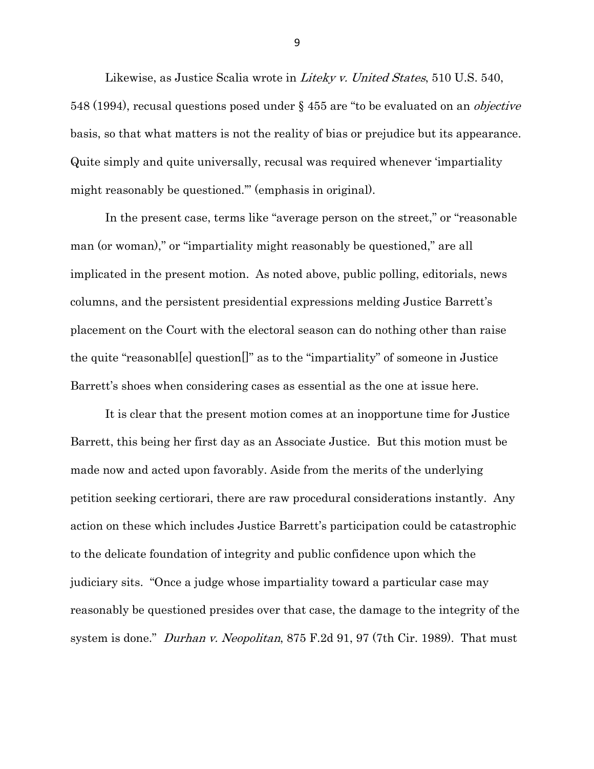Likewise, as Justice Scalia wrote in *Liteky v. United States*, 510 U.S. 540, 548 (1994), recusal questions posed under § 455 are "to be evaluated on an *objective* basis, so that what matters is not the reality of bias or prejudice but its appearance. Quite simply and quite universally, recusal was required whenever 'impartiality might reasonably be questioned.'" (emphasis in original).

In the present case, terms like "average person on the street," or "reasonable man (or woman)," or "impartiality might reasonably be questioned," are all implicated in the present motion. As noted above, public polling, editorials, news columns, and the persistent presidential expressions melding Justice Barrett's placement on the Court with the electoral season can do nothing other than raise the quite "reasonabl[e] question[]" as to the "impartiality" of someone in Justice Barrett's shoes when considering cases as essential as the one at issue here.

It is clear that the present motion comes at an inopportune time for Justice Barrett, this being her first day as an Associate Justice. But this motion must be made now and acted upon favorably. Aside from the merits of the underlying petition seeking certiorari, there are raw procedural considerations instantly. Any action on these which includes Justice Barrett's participation could be catastrophic to the delicate foundation of integrity and public confidence upon which the judiciary sits. "Once a judge whose impartiality toward a particular case may reasonably be questioned presides over that case, the damage to the integrity of the system is done." *Durhan v. Neopolitan*, 875 F.2d 91, 97 (7th Cir. 1989). That must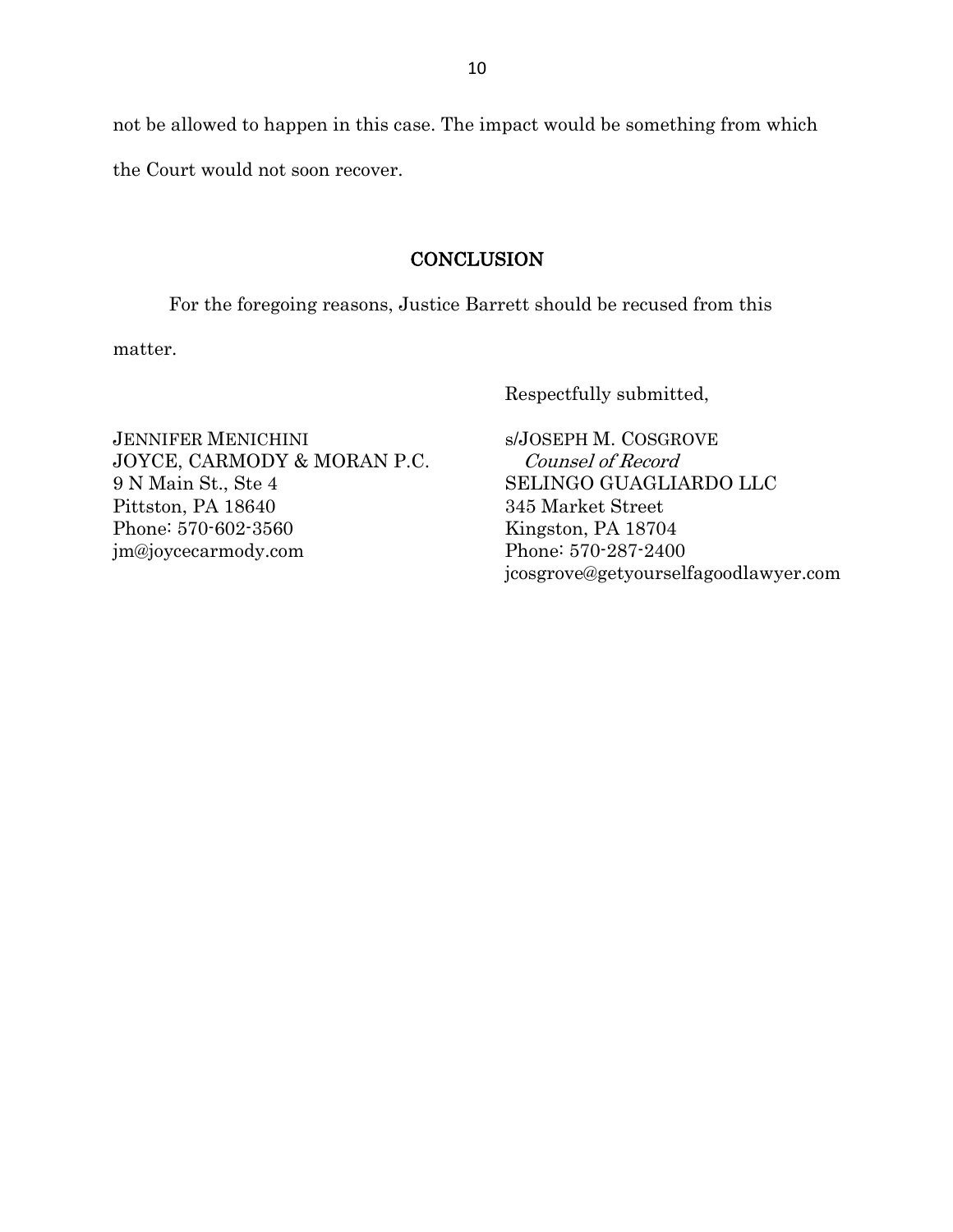not be allowed to happen in this case. The impact would be something from which the Court would not soon recover.

## CONCLUSION

For the foregoing reasons, Justice Barrett should be recused from this matter.

Respectfully submitted,

s/JOSEPH M. COSGROVE
*Counsel of Record*
SELINGO GUAGLIARDO LLC
345 Market Street
Kingston, PA 18704
Phone: 570-287-2400
jcosgrove@getyourselfagoodlawyer.com

JENNIFER MENICHINI
JOYCE, CARMODY & MORAN P.C.
9 N Main St., Ste 4
Pittston, PA 18640
Phone: 570-602-3560
jm@joycecarmody.com